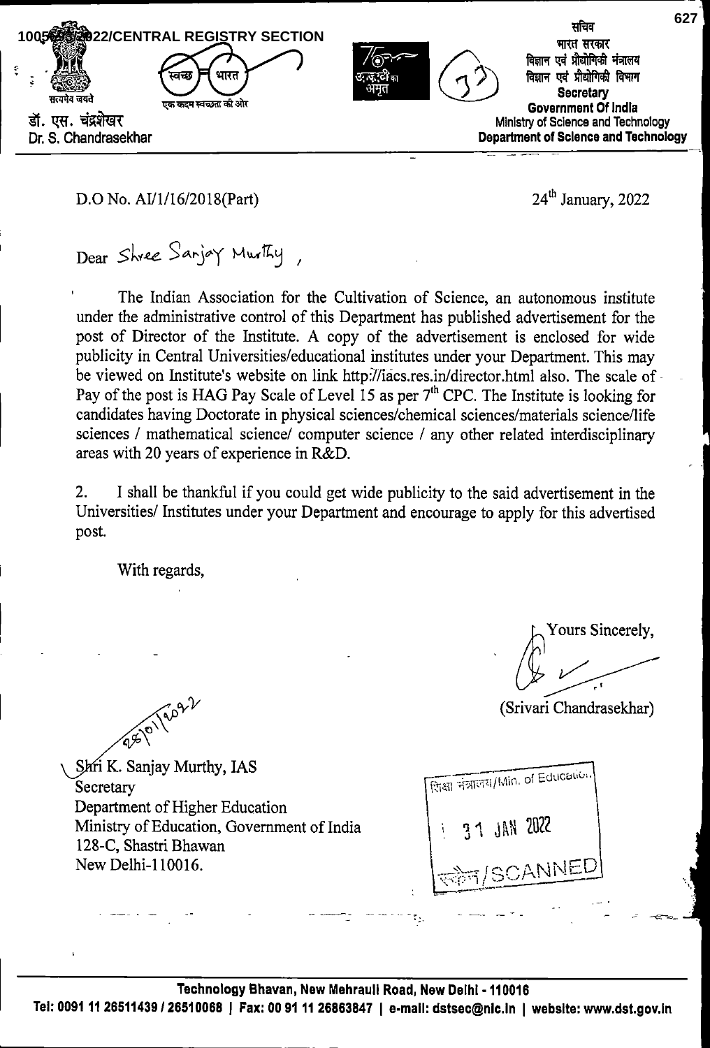100582/2022/CENTRAL REGISTRY SECTION

सत्यमेव जयते

स्वच्छ भारत
एक कदम स्वच्छता की ओर

आज़ादी का अमृत महोत्सव

डॉ. एस. चंद्रशेखर
Dr. S. Chandrasekhar

सचिव
भारत सरकार
विज्ञान एवं प्रौद्योगिकी मंत्रालय
विज्ञान एवं प्रौद्योगिकी विभाग
**Secretary**
**Government Of India**
Ministry of Science and Technology
**Department of Science and Technology**

D.O No. AI/1/16/2018(Part)

24th January, 2022

Dear Shree Sanjay Murthy,

The Indian Association for the Cultivation of Science, an autonomous institute under the administrative control of this Department has published advertisement for the post of Director of the Institute. A copy of the advertisement is enclosed for wide publicity in Central Universities/educational institutes under your Department. This may be viewed on Institute's website on link http://iacs.res.in/director.html also. The scale of Pay of the post is HAG Pay Scale of Level 15 as per 7th CPC. The Institute is looking for candidates having Doctorate in physical sciences/chemical sciences/materials science/life sciences / mathematical science/ computer science / any other related interdisciplinary areas with 20 years of experience in R&D.

2. I shall be thankful if you could get wide publicity to the said advertisement in the Universities/ Institutes under your Department and encourage to apply for this advertised post.

With regards,

Yours Sincerely,

(Srivari Chandrasekhar)

28/01/2022

Shri K. Sanjay Murthy, IAS
Secretary
Department of Higher Education
Ministry of Education, Government of India
128-C, Shastri Bhawan
New Delhi-110016.

शिक्षा मंत्रालय/Min. of Education
31 JAN 2022
स्कैन/SCANNED

**Technology Bhavan, New Mehrauli Road, New Delhi - 110016**
**Tel: 0091 11 26511439 / 26510068 | Fax: 00 91 11 26863847 | e-mail: dstsec@nic.in | website: www.dst.gov.in**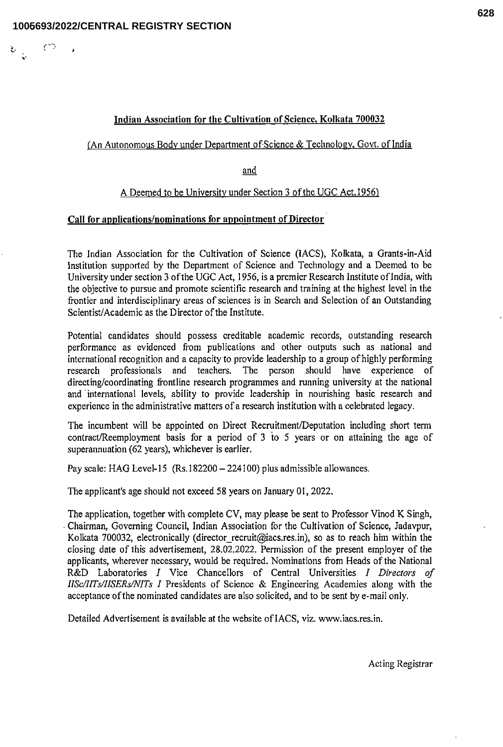**Indian Association for the Cultivation of Science, Kolkata 700032**

(An Autonomous Body under Department of Science & Technology, Govt. of India

and

A Deemed to be University under Section 3 of the UGC Act,1956)

**Call for applications/nominations for appointment of Director**

The Indian Association for the Cultivation of Science (IACS), Kolkata, a Grants-in-Aid Institution supported by the Department of Science and Technology and a Deemed to be University under section 3 of the UGC Act, 1956, is a premier Research Institute of India, with the objective to pursue and promote scientific research and training at the highest level in the frontier and interdisciplinary areas of sciences is in Search and Selection of an Outstanding Scientist/Academic as the Director of the Institute.

Potential candidates should possess creditable academic records, outstanding research performance as evidenced from publications and other outputs such as national and international recognition and a capacity to provide leadership to a group of highly performing research professionals and teachers. The person should have experience of directing/coordinating frontline research programmes and running university at the national and international levels, ability to provide leadership in nourishing basic research and experience in the administrative matters of a research institution with a celebrated legacy.

The incumbent will be appointed on Direct Recruitment/Deputation including short term contract/Reemployment basis for a period of 3 to 5 years or on attaining the age of superannuation (62 years), whichever is earlier.

Pay scale: HAG Level-15 (Rs.182200 – 224100) plus admissible allowances.

The applicant's age should not exceed 58 years on January 01, 2022.

The application, together with complete CV, may please be sent to Professor Vinod K Singh, Chairman, Governing Council, Indian Association for the Cultivation of Science, Jadavpur, Kolkata 700032, electronically (director_recruit@iacs.res.in), so as to reach him within the closing date of this advertisement, 28.02.2022. Permission of the present employer of the applicants, wherever necessary, would be required. Nominations from Heads of the National R&D Laboratories / Vice Chancellors of Central Universities / *Directors of IISc/IITs/IISERs/NITs* / Presidents of Science & Engineering Academies along with the acceptance of the nominated candidates are also solicited, and to be sent by e-mail only.

Detailed Advertisement is available at the website of IACS, viz. www.iacs.res.in.

Acting Registrar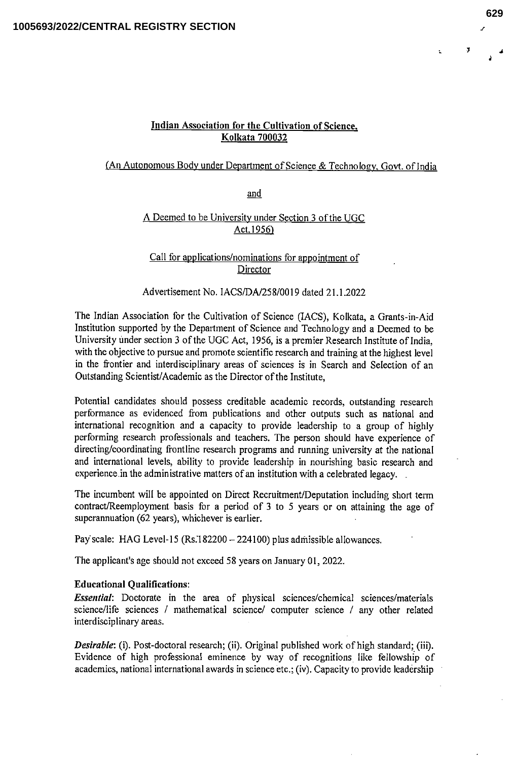**Indian Association for the Cultivation of Science, Kolkata 700032**

(An Autonomous Body under Department of Science & Technology, Govt. of India

and

A Deemed to be University under Section 3 of the UGC Act,1956)

Call for applications/nominations for appointment of Director

Advertisement No. IACS/DA/258/0019 dated 21.1.2022

The Indian Association for the Cultivation of Science (IACS), Kolkata, a Grants-in-Aid Institution supported by the Department of Science and Technology and a Deemed to be University under section 3 of the UGC Act, 1956, is a premier Research Institute of India, with the objective to pursue and promote scientific research and training at the highest level in the frontier and interdisciplinary areas of sciences is in Search and Selection of an Outstanding Scientist/Academic as the Director of the Institute,

Potential candidates should possess creditable academic records, outstanding research performance as evidenced from publications and other outputs such as national and international recognition and a capacity to provide leadership to a group of highly performing research professionals and teachers. The person should have experience of directing/coordinating frontline research programs and running university at the national and international levels, ability to provide leadership in nourishing basic research and experience in the administrative matters of an institution with a celebrated legacy.

The incumbent will be appointed on Direct Recruitment/Deputation including short term contract/Reemployment basis for a period of 3 to 5 years or on attaining the age of superannuation (62 years), whichever is earlier.

Pay scale: HAG Level-15 (Rs.182200 – 224100) plus admissible allowances.

The applicant's age should not exceed 58 years on January 01, 2022.

**Educational Qualifications**:

***Essential***: Doctorate in the area of physical sciences/chemical sciences/materials science/life sciences / mathematical science/ computer science / any other related interdisciplinary areas.

***Desirable***: (i). Post-doctoral research; (ii). Original published work of high standard; (iii). Evidence of high professional eminence by way of recognitions like fellowship of academics, national international awards in science etc.; (iv). Capacity to provide leadership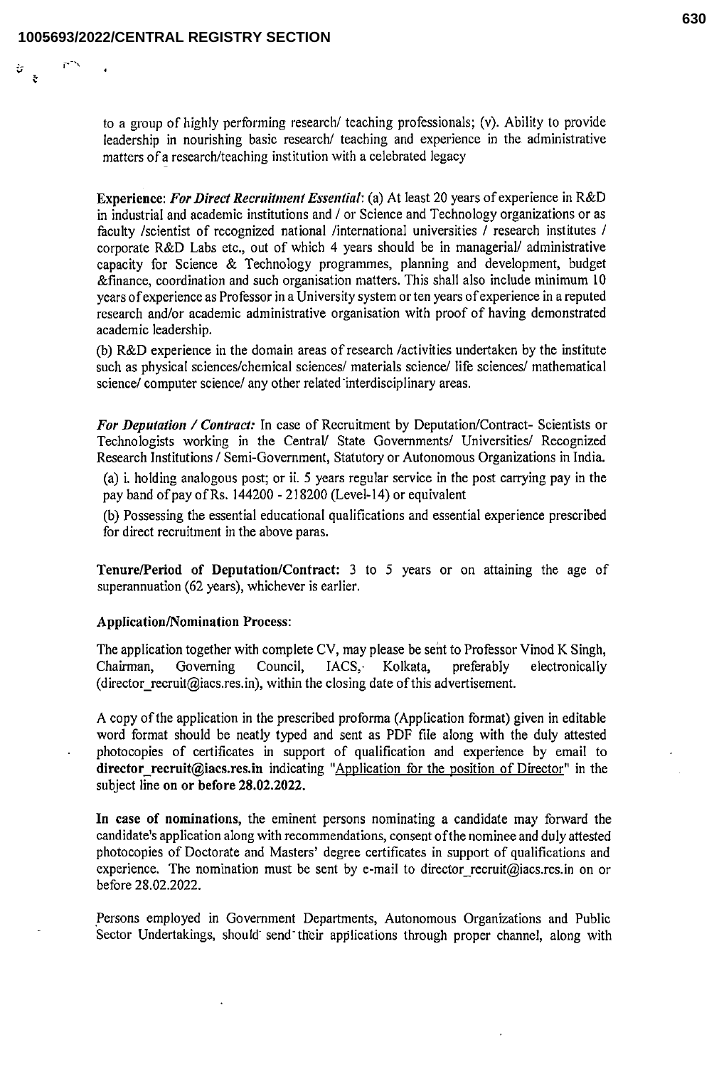to a group of highly performing research/ teaching professionals; (v). Ability to provide leadership in nourishing basic research/ teaching and experience in the administrative matters of a research/teaching institution with a celebrated legacy

**Experience:** ***For Direct Recruitment Essential:*** (a) At least 20 years of experience in R&D in industrial and academic institutions and / or Science and Technology organizations or as faculty /scientist of recognized national /international universities / research institutes / corporate R&D Labs etc., out of which 4 years should be in managerial/ administrative capacity for Science & Technology programmes, planning and development, budget &finance, coordination and such organisation matters. This shall also include minimum 10 years of experience as Professor in a University system or ten years of experience in a reputed research and/or academic administrative organisation with proof of having demonstrated academic leadership.

(b) R&D experience in the domain areas of research /activities undertaken by the institute such as physical sciences/chemical sciences/ materials science/ life sciences/ mathematical science/ computer science/ any other related interdisciplinary areas.

***For Deputation / Contract:*** In case of Recruitment by Deputation/Contract- Scientists or Technologists working in the Central/ State Governments/ Universities/ Recognized Research Institutions / Semi-Government, Statutory or Autonomous Organizations in India.

(a) i. holding analogous post; or ii. 5 years regular service in the post carrying pay in the pay band of pay of Rs. 144200 - 218200 (Level-14) or equivalent

(b) Possessing the essential educational qualifications and essential experience prescribed for direct recruitment in the above paras.

**Tenure/Period of Deputation/Contract:** 3 to 5 years or on attaining the age of superannuation (62 years), whichever is earlier.

**Application/Nomination Process:**

The application together with complete CV, may please be sent to Professor Vinod K Singh, Chairman, Governing Council, IACS, Kolkata, preferably electronically (director_recruit@iacs.res.in), within the closing date of this advertisement.

A copy of the application in the prescribed proforma (Application format) given in editable word format should be neatly typed and sent as PDF file along with the duly attested photocopies of certificates in support of qualification and experience by email to **director_recruit@iacs.res.in** indicating "Application for the position of Director" in the subject line **on or before 28.02.2022.**

**In case of nominations,** the eminent persons nominating a candidate may forward the candidate's application along with recommendations, consent of the nominee and duly attested photocopies of Doctorate and Masters' degree certificates in support of qualifications and experience. The nomination must be sent by e-mail to director_recruit@iacs.res.in on or before 28.02.2022.

Persons employed in Government Departments, Autonomous Organizations and Public Sector Undertakings, should send their applications through proper channel, along with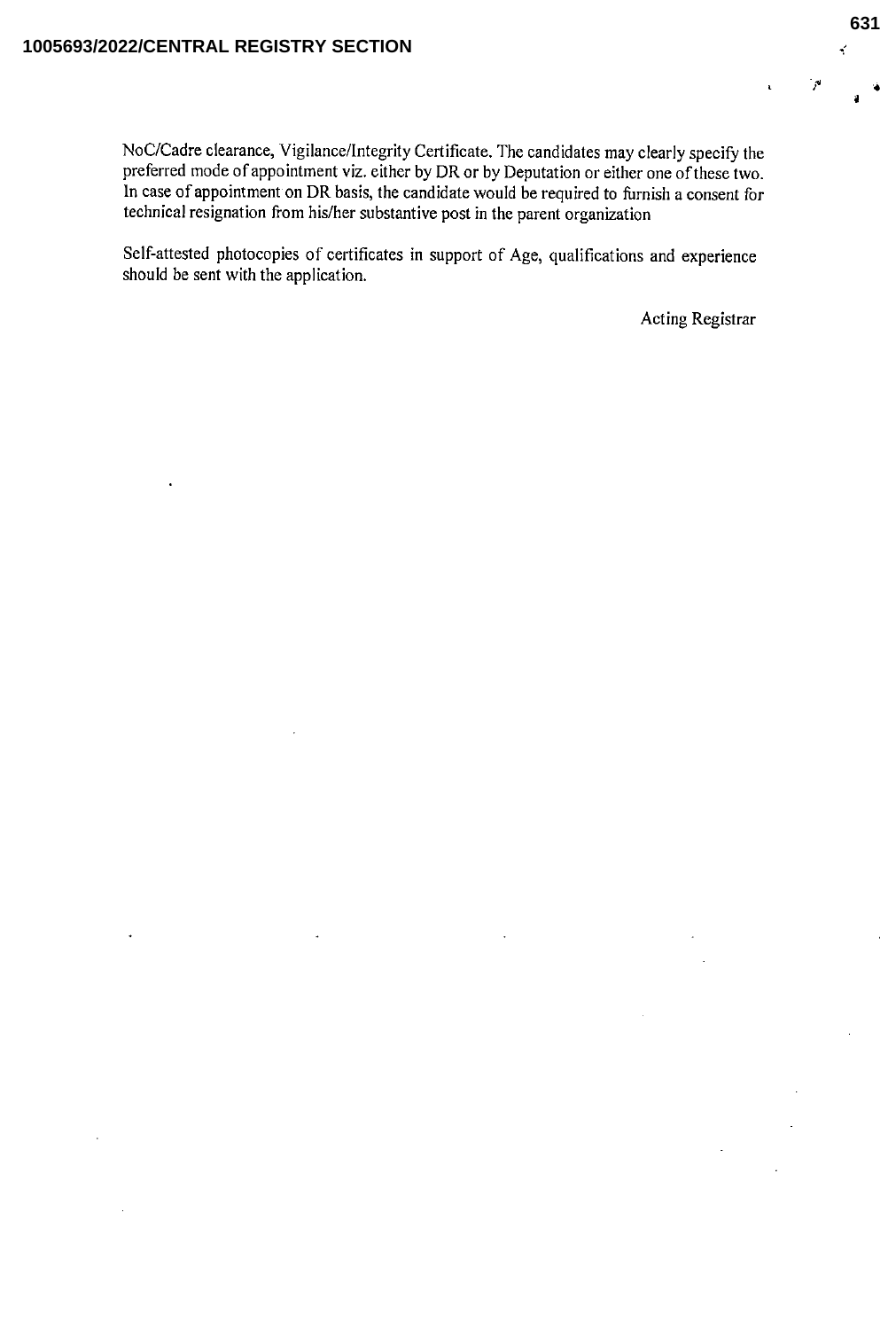NoC/Cadre clearance, Vigilance/Integrity Certificate. The candidates may clearly specify the preferred mode of appointment viz. either by DR or by Deputation or either one of these two. In case of appointment on DR basis, the candidate would be required to furnish a consent for technical resignation from his/her substantive post in the parent organization

Self-attested photocopies of certificates in support of Age, qualifications and experience should be sent with the application.

Acting Registrar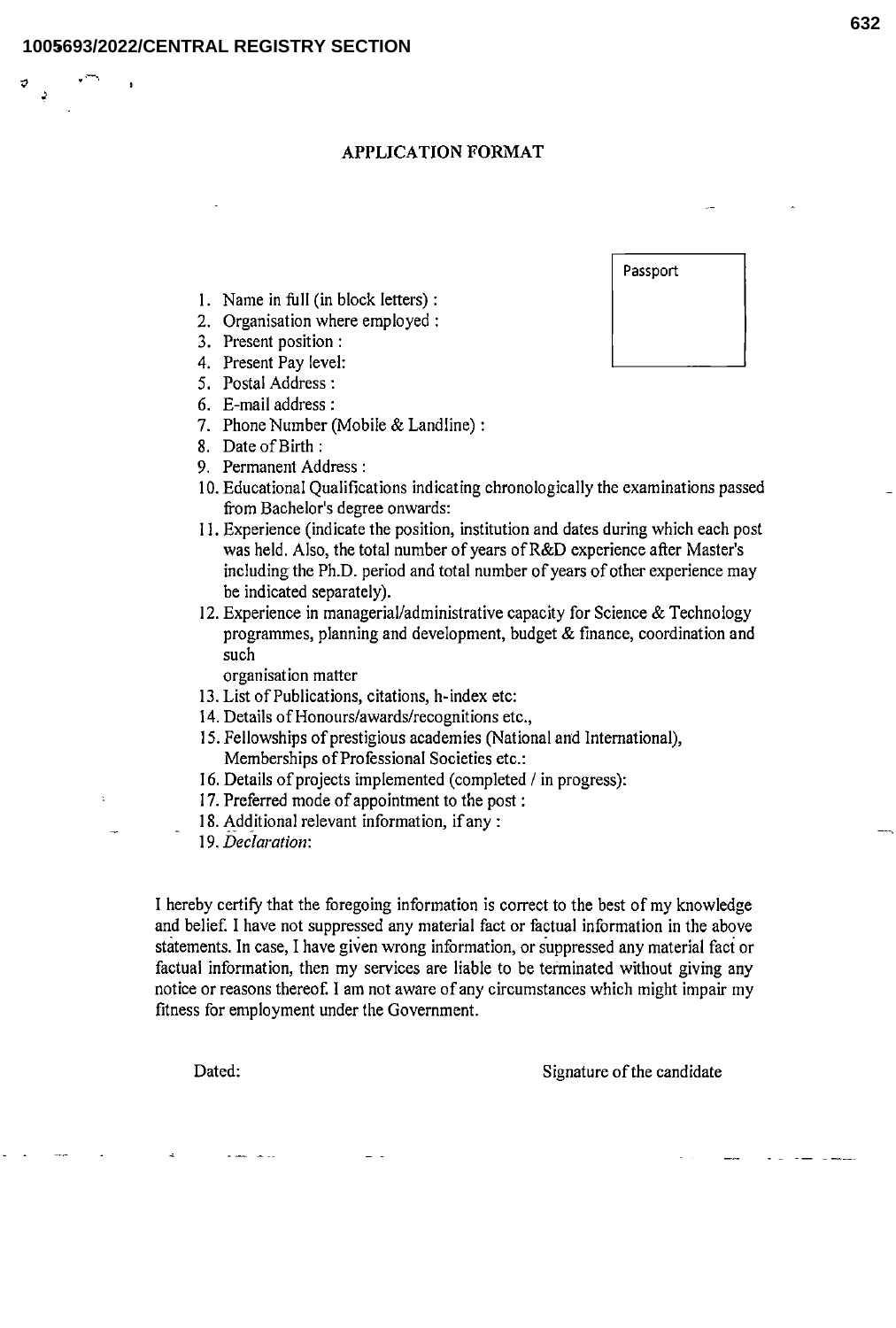# APPLICATION FORMAT

Passport

1. Name in full (in block letters) :
2. Organisation where employed :
3. Present position :
4. Present Pay level:
5. Postal Address :
6. E-mail address :
7. Phone Number (Mobile & Landline) :
8. Date of Birth :
9. Permanent Address :
10. Educational Qualifications indicating chronologically the examinations passed from Bachelor's degree onwards:
11. Experience (indicate the position, institution and dates during which each post was held. Also, the total number of years of R&D experience after Master's including the Ph.D. period and total number of years of other experience may be indicated separately).
12. Experience in managerial/administrative capacity for Science & Technology programmes, planning and development, budget & finance, coordination and such organisation matter
13. List of Publications, citations, h-index etc:
14. Details of Honours/awards/recognitions etc.,
15. Fellowships of prestigious academies (National and International), Memberships of Professional Societies etc.:
16. Details of projects implemented (completed / in progress):
17. Preferred mode of appointment to the post :
18. Additional relevant information, if any :
19. *Declaration*:

I hereby certify that the foregoing information is correct to the best of my knowledge and belief. I have not suppressed any material fact or factual information in the above statements. In case, I have given wrong information, or suppressed any material fact or factual information, then my services are liable to be terminated without giving any notice or reasons thereof. I am not aware of any circumstances which might impair my fitness for employment under the Government.

Dated: Signature of the candidate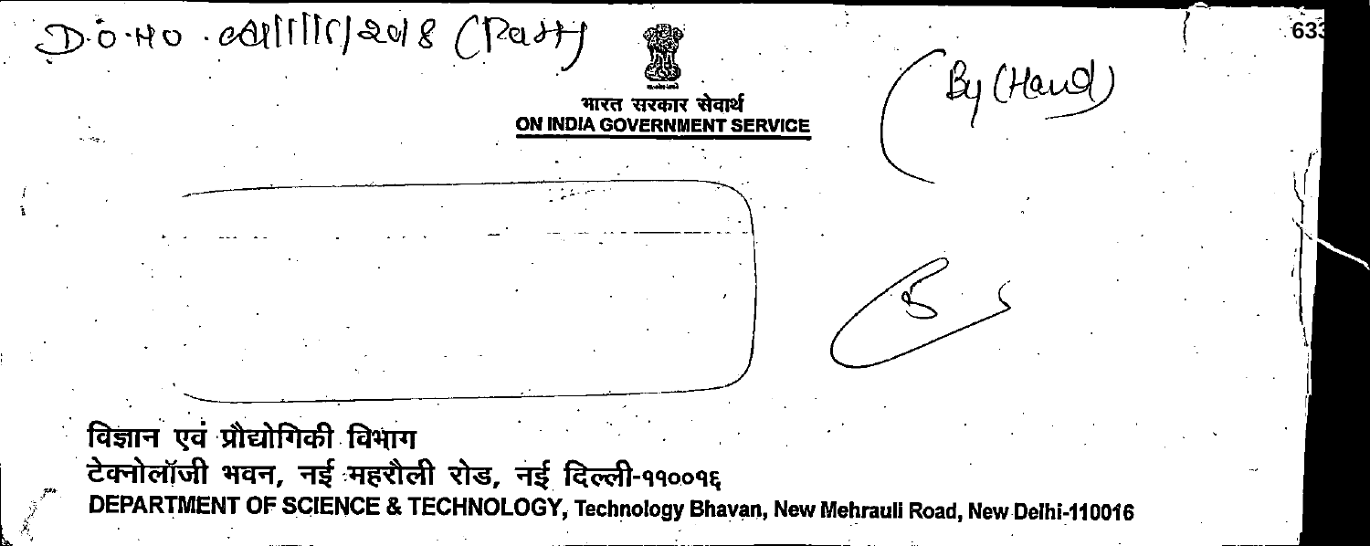D.O.No. ea/111/C/2018 (Path)

भारत सरकार सेवार्थ

**ON INDIA GOVERNMENT SERVICE**

By (Hand)

विज्ञान एवं प्रौद्योगिकी विभाग

टेक्नोलॉजी भवन, नई महरौली रोड, नई दिल्ली-११००१६

**DEPARTMENT OF SCIENCE & TECHNOLOGY**, Technology Bhavan, New Mehrauli Road, New Delhi-110016